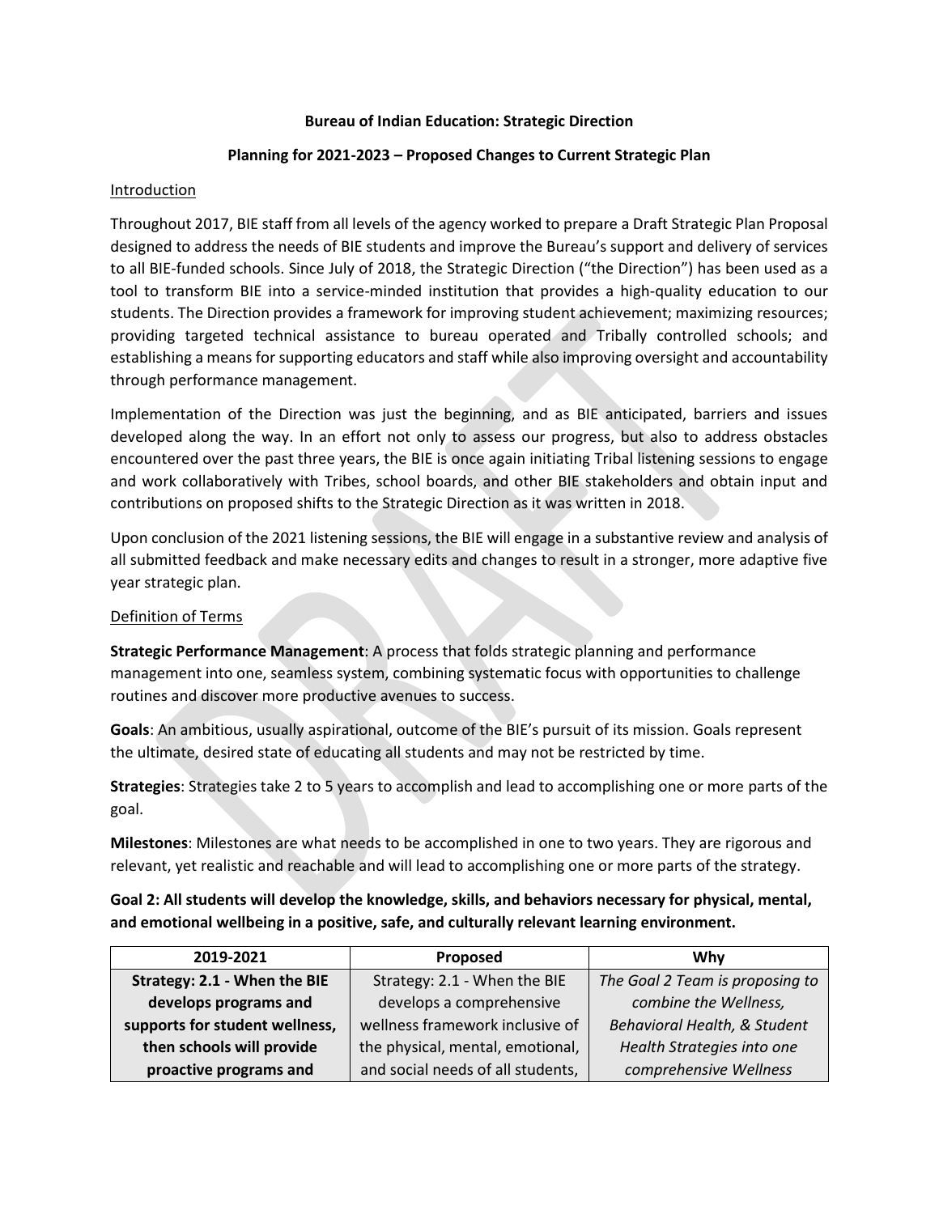**Bureau of Indian Education: Strategic Direction**

**Planning for 2021-2023 – Proposed Changes to Current Strategic Plan**

Introduction

Throughout 2017, BIE staff from all levels of the agency worked to prepare a Draft Strategic Plan Proposal designed to address the needs of BIE students and improve the Bureau's support and delivery of services to all BIE-funded schools. Since July of 2018, the Strategic Direction ("the Direction") has been used as a tool to transform BIE into a service-minded institution that provides a high-quality education to our students. The Direction provides a framework for improving student achievement; maximizing resources; providing targeted technical assistance to bureau operated and Tribally controlled schools; and establishing a means for supporting educators and staff while also improving oversight and accountability through performance management.

Implementation of the Direction was just the beginning, and as BIE anticipated, barriers and issues developed along the way. In an effort not only to assess our progress, but also to address obstacles encountered over the past three years, the BIE is once again initiating Tribal listening sessions to engage and work collaboratively with Tribes, school boards, and other BIE stakeholders and obtain input and contributions on proposed shifts to the Strategic Direction as it was written in 2018.

Upon conclusion of the 2021 listening sessions, the BIE will engage in a substantive review and analysis of all submitted feedback and make necessary edits and changes to result in a stronger, more adaptive five year strategic plan.

Definition of Terms

**Strategic Performance Management**: A process that folds strategic planning and performance management into one, seamless system, combining systematic focus with opportunities to challenge routines and discover more productive avenues to success.

**Goals**: An ambitious, usually aspirational, outcome of the BIE's pursuit of its mission. Goals represent the ultimate, desired state of educating all students and may not be restricted by time.

**Strategies**: Strategies take 2 to 5 years to accomplish and lead to accomplishing one or more parts of the goal.

**Milestones**: Milestones are what needs to be accomplished in one to two years. They are rigorous and relevant, yet realistic and reachable and will lead to accomplishing one or more parts of the strategy.

**Goal 2: All students will develop the knowledge, skills, and behaviors necessary for physical, mental, and emotional wellbeing in a positive, safe, and culturally relevant learning environment.**

| 2019-2021 | Proposed | Why |
|---|---|---|
| **Strategy: 2.1 - When the BIE develops programs and supports for student wellness, then schools will provide proactive programs and** | Strategy: 2.1 - When the BIE develops a comprehensive wellness framework inclusive of the physical, mental, emotional, and social needs of all students, | *The Goal 2 Team is proposing to combine the Wellness, Behavioral Health, & Student Health Strategies into one comprehensive Wellness* |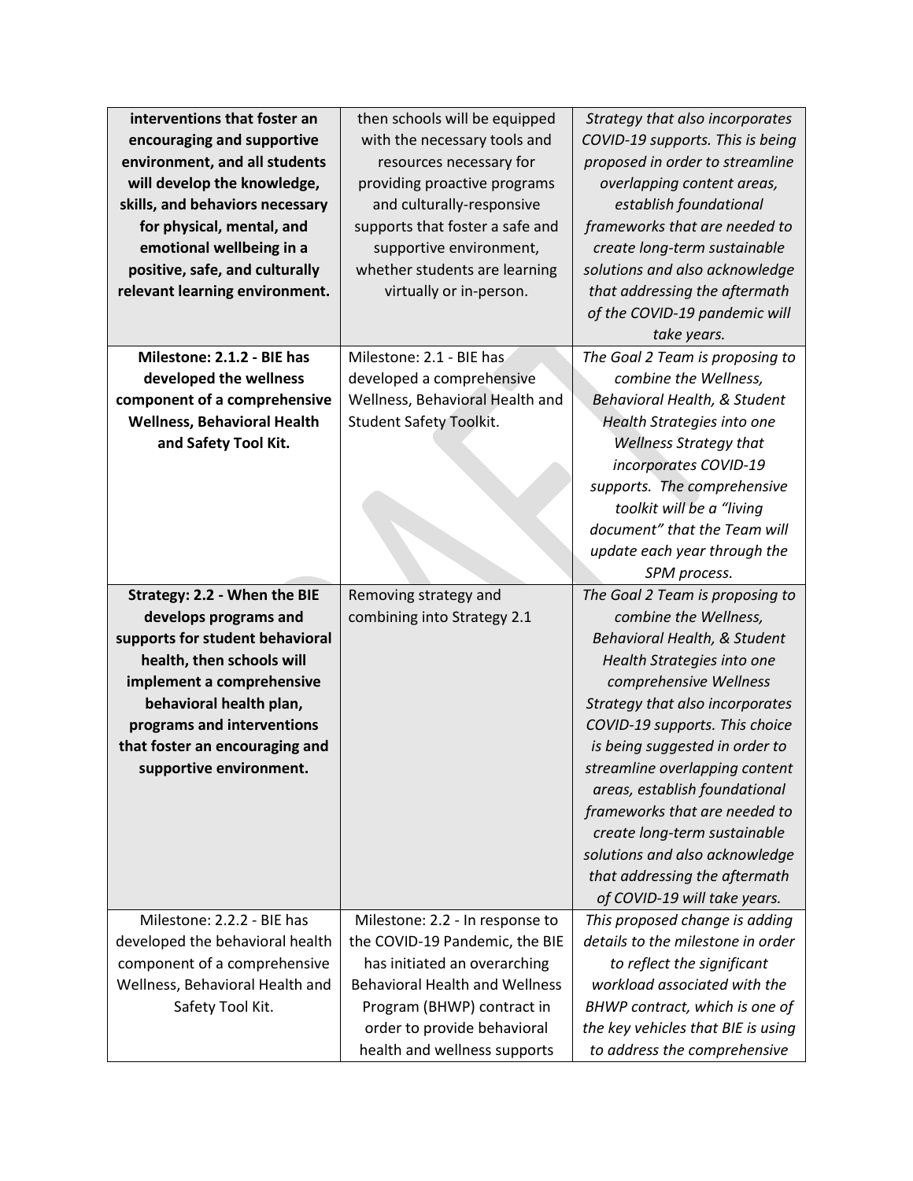| | | |
|---|---|---|
| **interventions that foster an encouraging and supportive environment, and all students will develop the knowledge, skills, and behaviors necessary for physical, mental, and emotional wellbeing in a positive, safe, and culturally relevant learning environment.** | then schools will be equipped with the necessary tools and resources necessary for providing proactive programs and culturally-responsive supports that foster a safe and supportive environment, whether students are learning virtually or in-person. | *Strategy that also incorporates COVID-19 supports. This is being proposed in order to streamline overlapping content areas, establish foundational frameworks that are needed to create long-term sustainable solutions and also acknowledge that addressing the aftermath of the COVID-19 pandemic will take years.* |
| **Milestone: 2.1.2 - BIE has developed the wellness component of a comprehensive Wellness, Behavioral Health and Safety Tool Kit.** | Milestone: 2.1 - BIE has developed a comprehensive Wellness, Behavioral Health and Student Safety Toolkit. | *The Goal 2 Team is proposing to combine the Wellness, Behavioral Health, & Student Health Strategies into one Wellness Strategy that incorporates COVID-19 supports. The comprehensive toolkit will be a "living document" that the Team will update each year through the SPM process.* |
| **Strategy: 2.2 - When the BIE develops programs and supports for student behavioral health, then schools will implement a comprehensive behavioral health plan, programs and interventions that foster an encouraging and supportive environment.** | Removing strategy and combining into Strategy 2.1 | *The Goal 2 Team is proposing to combine the Wellness, Behavioral Health, & Student Health Strategies into one comprehensive Wellness Strategy that also incorporates COVID-19 supports. This choice is being suggested in order to streamline overlapping content areas, establish foundational frameworks that are needed to create long-term sustainable solutions and also acknowledge that addressing the aftermath of COVID-19 will take years.* |
| Milestone: 2.2.2 - BIE has developed the behavioral health component of a comprehensive Wellness, Behavioral Health and Safety Tool Kit. | Milestone: 2.2 - In response to the COVID-19 Pandemic, the BIE has initiated an overarching Behavioral Health and Wellness Program (BHWP) contract in order to provide behavioral health and wellness supports | *This proposed change is adding details to the milestone in order to reflect the significant workload associated with the BHWP contract, which is one of the key vehicles that BIE is using to address the comprehensive* |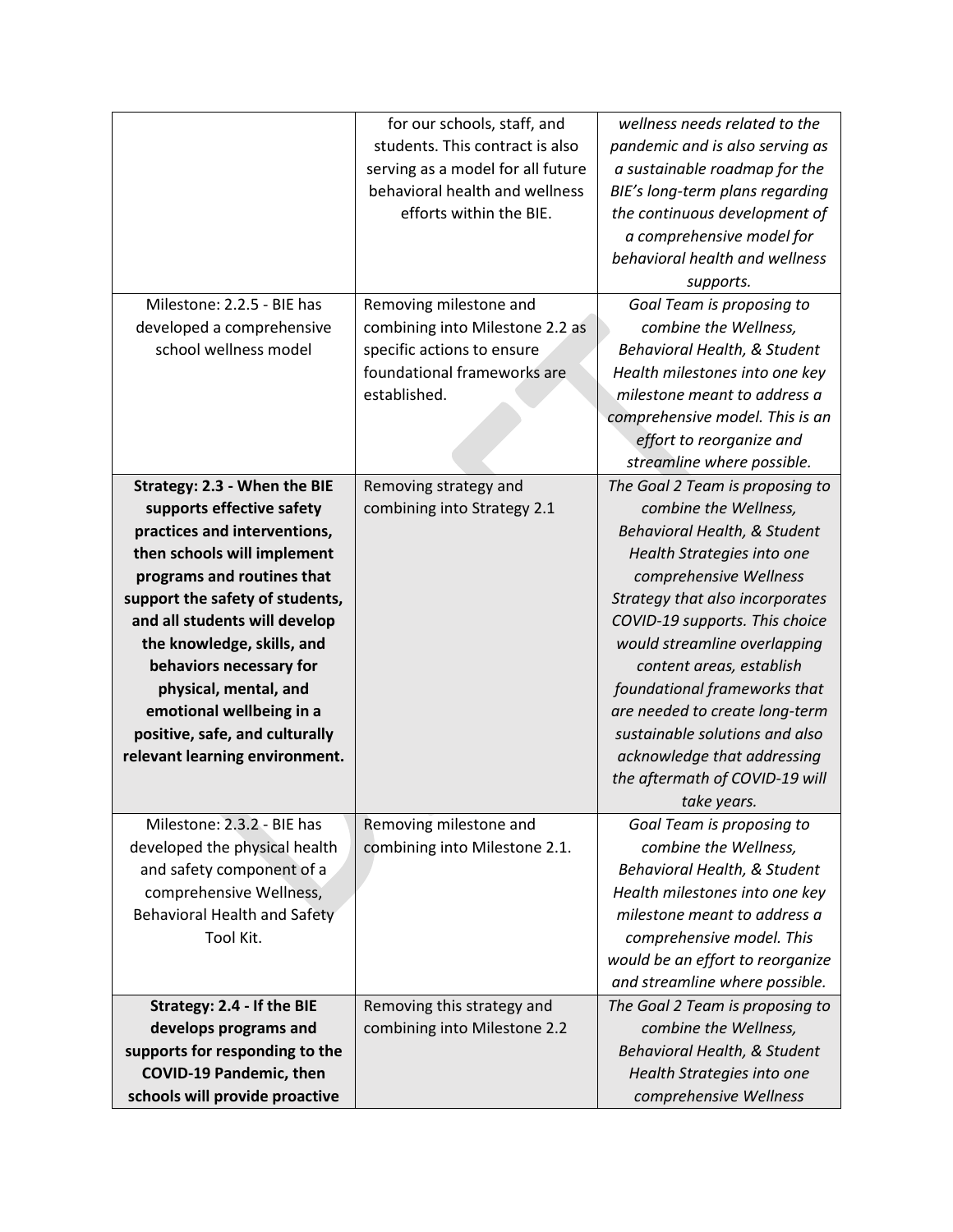| | | |
|---|---|---|
| | for our schools, staff, and students. This contract is also serving as a model for all future behavioral health and wellness efforts within the BIE. | *wellness needs related to the pandemic and is also serving as a sustainable roadmap for the BIE's long-term plans regarding the continuous development of a comprehensive model for behavioral health and wellness supports.* |
| Milestone: 2.2.5 - BIE has developed a comprehensive school wellness model | Removing milestone and combining into Milestone 2.2 as specific actions to ensure foundational frameworks are established. | *Goal Team is proposing to combine the Wellness, Behavioral Health, & Student Health milestones into one key milestone meant to address a comprehensive model. This is an effort to reorganize and streamline where possible.* |
| **Strategy: 2.3 - When the BIE supports effective safety practices and interventions, then schools will implement programs and routines that support the safety of students, and all students will develop the knowledge, skills, and behaviors necessary for physical, mental, and emotional wellbeing in a positive, safe, and culturally relevant learning environment.** | Removing strategy and combining into Strategy 2.1 | *The Goal 2 Team is proposing to combine the Wellness, Behavioral Health, & Student Health Strategies into one comprehensive Wellness Strategy that also incorporates COVID-19 supports. This choice would streamline overlapping content areas, establish foundational frameworks that are needed to create long-term sustainable solutions and also acknowledge that addressing the aftermath of COVID-19 will take years.* |
| Milestone: 2.3.2 - BIE has developed the physical health and safety component of a comprehensive Wellness, Behavioral Health and Safety Tool Kit. | Removing milestone and combining into Milestone 2.1. | *Goal Team is proposing to combine the Wellness, Behavioral Health, & Student Health milestones into one key milestone meant to address a comprehensive model. This would be an effort to reorganize and streamline where possible.* |
| **Strategy: 2.4 - If the BIE develops programs and supports for responding to the COVID-19 Pandemic, then schools will provide proactive** | Removing this strategy and combining into Milestone 2.2 | *The Goal 2 Team is proposing to combine the Wellness, Behavioral Health, & Student Health Strategies into one comprehensive Wellness* |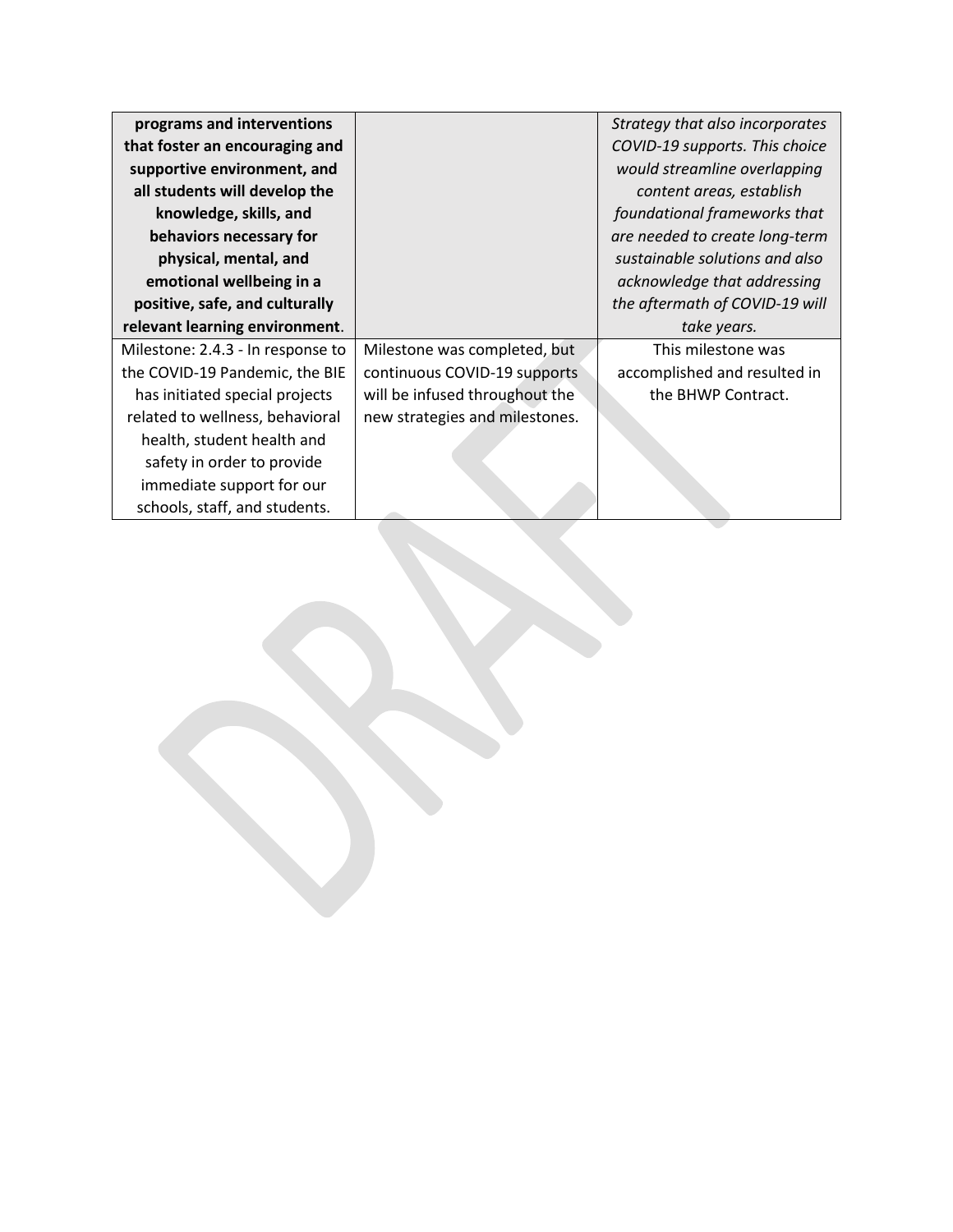| | | |
|---|---|---|
| **programs and interventions that foster an encouraging and supportive environment, and all students will develop the knowledge, skills, and behaviors necessary for physical, mental, and emotional wellbeing in a positive, safe, and culturally relevant learning environment**. | | *Strategy that also incorporates COVID-19 supports. This choice would streamline overlapping content areas, establish foundational frameworks that are needed to create long-term sustainable solutions and also acknowledge that addressing the aftermath of COVID-19 will take years.* |
| Milestone: 2.4.3 - In response to the COVID-19 Pandemic, the BIE has initiated special projects related to wellness, behavioral health, student health and safety in order to provide immediate support for our schools, staff, and students. | Milestone was completed, but continuous COVID-19 supports will be infused throughout the new strategies and milestones. | This milestone was accomplished and resulted in the BHWP Contract. |